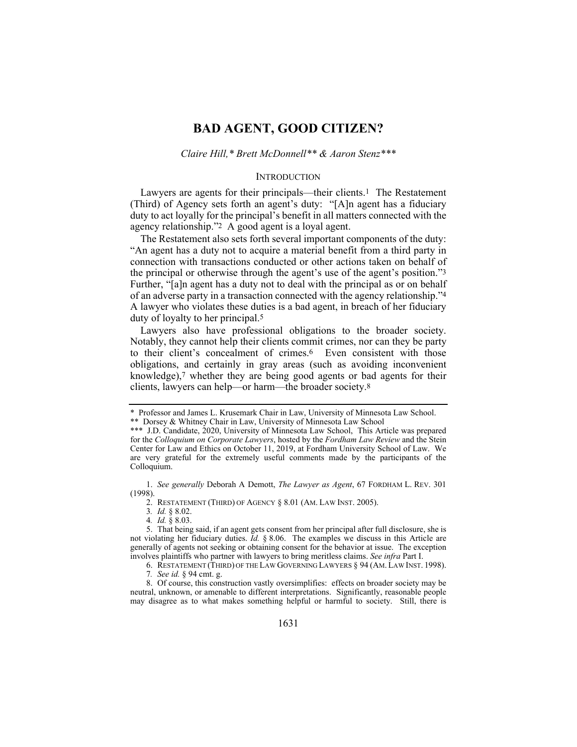# BAD AGENT, GOOD CITIZEN?

*Claire Hill,\* Brett McDonnell\*\* & Aaron Stenz\*\*\**

## INTRODUCTION

Lawyers are agents for their principals—their clients.[1] The Restatement (Third) of Agency sets forth an agent's duty: "[A]n agent has a fiduciary duty to act loyally for the principal's benefit in all matters connected with the agency relationship."[2] A good agent is a loyal agent.

The Restatement also sets forth several important components of the duty: "An agent has a duty not to acquire a material benefit from a third party in connection with transactions conducted or other actions taken on behalf of the principal or otherwise through the agent's use of the agent's position."[3] Further, "[a]n agent has a duty not to deal with the principal as or on behalf of an adverse party in a transaction connected with the agency relationship."[4] A lawyer who violates these duties is a bad agent, in breach of her fiduciary duty of loyalty to her principal.[5]

Lawyers also have professional obligations to the broader society. Notably, they cannot help their clients commit crimes, nor can they be party to their client's concealment of crimes.[6] Even consistent with those obligations, and certainly in gray areas (such as avoiding inconvenient knowledge),[7] whether they are being good agents or bad agents for their clients, lawyers can help—or harm—the broader society.[8]

---

\* Professor and James L. Krusemark Chair in Law, University of Minnesota Law School.

\*\* Dorsey & Whitney Chair in Law, University of Minnesota Law School

\*\*\* J.D. Candidate, 2020, University of Minnesota Law School, This Article was prepared for the *Colloquium on Corporate Lawyers*, hosted by the *Fordham Law Review* and the Stein Center for Law and Ethics on October 11, 2019, at Fordham University School of Law. We are very grateful for the extremely useful comments made by the participants of the Colloquium.

1. *See generally* Deborah A Demott, *The Lawyer as Agent*, 67 FORDHAM L. REV. 301 (1998).

2. RESTATEMENT (THIRD) OF AGENCY § 8.01 (AM. LAW INST. 2005).

3. *Id.* § 8.02.

4. *Id.* § 8.03.

5. That being said, if an agent gets consent from her principal after full disclosure, she is not violating her fiduciary duties. *Id.* § 8.06. The examples we discuss in this Article are generally of agents not seeking or obtaining consent for the behavior at issue. The exception involves plaintiffs who partner with lawyers to bring meritless claims. *See infra* Part I.

6. RESTATEMENT (THIRD) OF THE LAW GOVERNING LAWYERS § 94 (AM. LAW INST. 1998).

7. *See id.* § 94 cmt. g.

8. Of course, this construction vastly oversimplifies: effects on broader society may be neutral, unknown, or amenable to different interpretations. Significantly, reasonable people may disagree as to what makes something helpful or harmful to society. Still, there is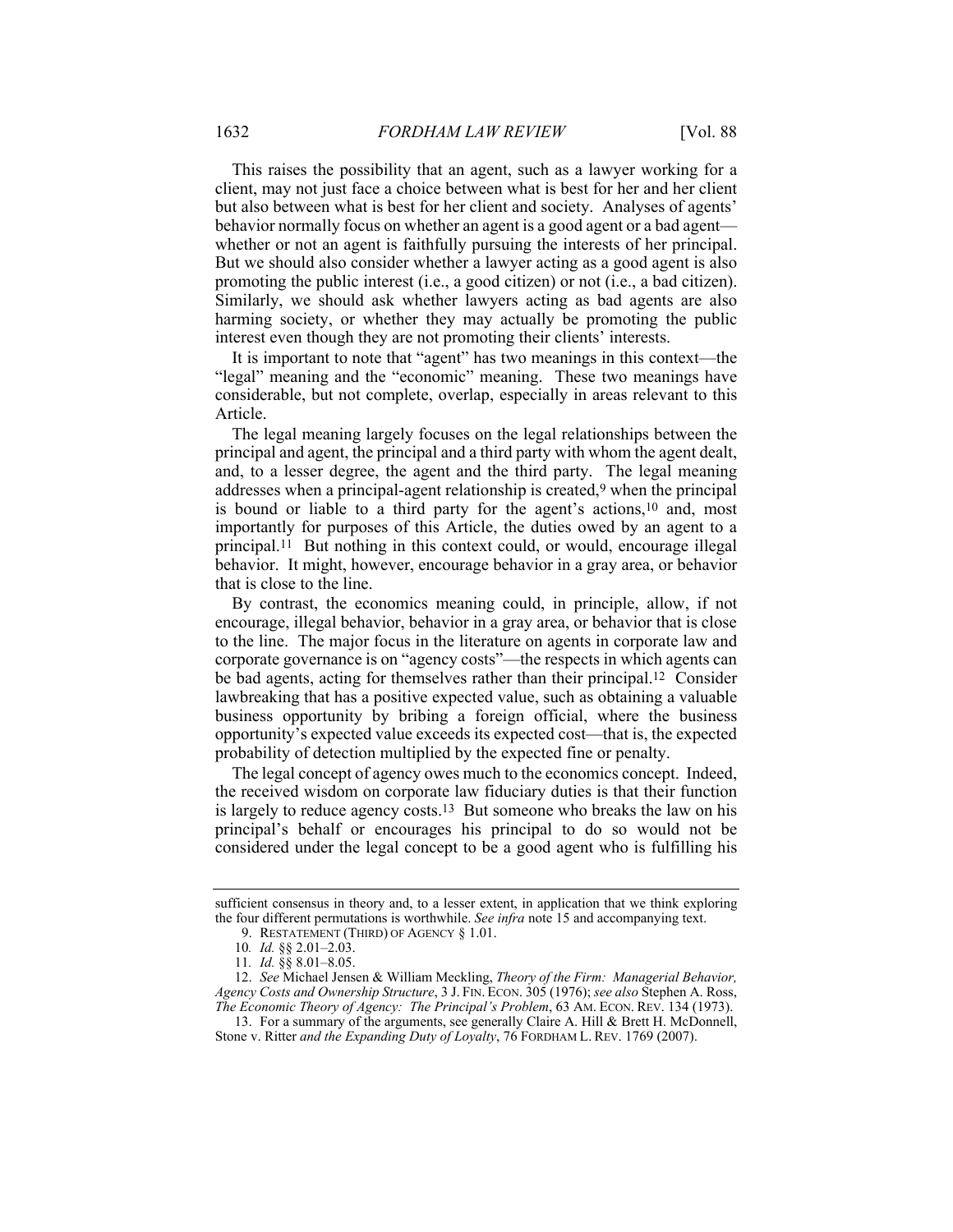This raises the possibility that an agent, such as a lawyer working for a client, may not just face a choice between what is best for her and her client but also between what is best for her client and society. Analyses of agents' behavior normally focus on whether an agent is a good agent or a bad agent—whether or not an agent is faithfully pursuing the interests of her principal. But we should also consider whether a lawyer acting as a good agent is also promoting the public interest (i.e., a good citizen) or not (i.e., a bad citizen). Similarly, we should ask whether lawyers acting as bad agents are also harming society, or whether they may actually be promoting the public interest even though they are not promoting their clients' interests.

It is important to note that "agent" has two meanings in this context—the "legal" meaning and the "economic" meaning. These two meanings have considerable, but not complete, overlap, especially in areas relevant to this Article.

The legal meaning largely focuses on the legal relationships between the principal and agent, the principal and a third party with whom the agent dealt, and, to a lesser degree, the agent and the third party. The legal meaning addresses when a principal-agent relationship is created,[9] when the principal is bound or liable to a third party for the agent's actions,[10] and, most importantly for purposes of this Article, the duties owed by an agent to a principal.[11] But nothing in this context could, or would, encourage illegal behavior. It might, however, encourage behavior in a gray area, or behavior that is close to the line.

By contrast, the economics meaning could, in principle, allow, if not encourage, illegal behavior, behavior in a gray area, or behavior that is close to the line. The major focus in the literature on agents in corporate law and corporate governance is on "agency costs"—the respects in which agents can be bad agents, acting for themselves rather than their principal.[12] Consider lawbreaking that has a positive expected value, such as obtaining a valuable business opportunity by bribing a foreign official, where the business opportunity's expected value exceeds its expected cost—that is, the expected probability of detection multiplied by the expected fine or penalty.

The legal concept of agency owes much to the economics concept. Indeed, the received wisdom on corporate law fiduciary duties is that their function is largely to reduce agency costs.[13] But someone who breaks the law on his principal's behalf or encourages his principal to do so would not be considered under the legal concept to be a good agent who is fulfilling his

---

sufficient consensus in theory and, to a lesser extent, in application that we think exploring the four different permutations is worthwhile. *See infra* note 15 and accompanying text.

9. RESTATEMENT (THIRD) OF AGENCY § 1.01.

10. *Id.* §§ 2.01–2.03.

11. *Id.* §§ 8.01–8.05.

12. *See* Michael Jensen & William Meckling, *Theory of the Firm: Managerial Behavior, Agency Costs and Ownership Structure*, 3 J. FIN. ECON. 305 (1976); *see also* Stephen A. Ross, *The Economic Theory of Agency: The Principal's Problem*, 63 AM. ECON. REV. 134 (1973).

13. For a summary of the arguments, see generally Claire A. Hill & Brett H. McDonnell, Stone v. Ritter *and the Expanding Duty of Loyalty*, 76 FORDHAM L. REV. 1769 (2007).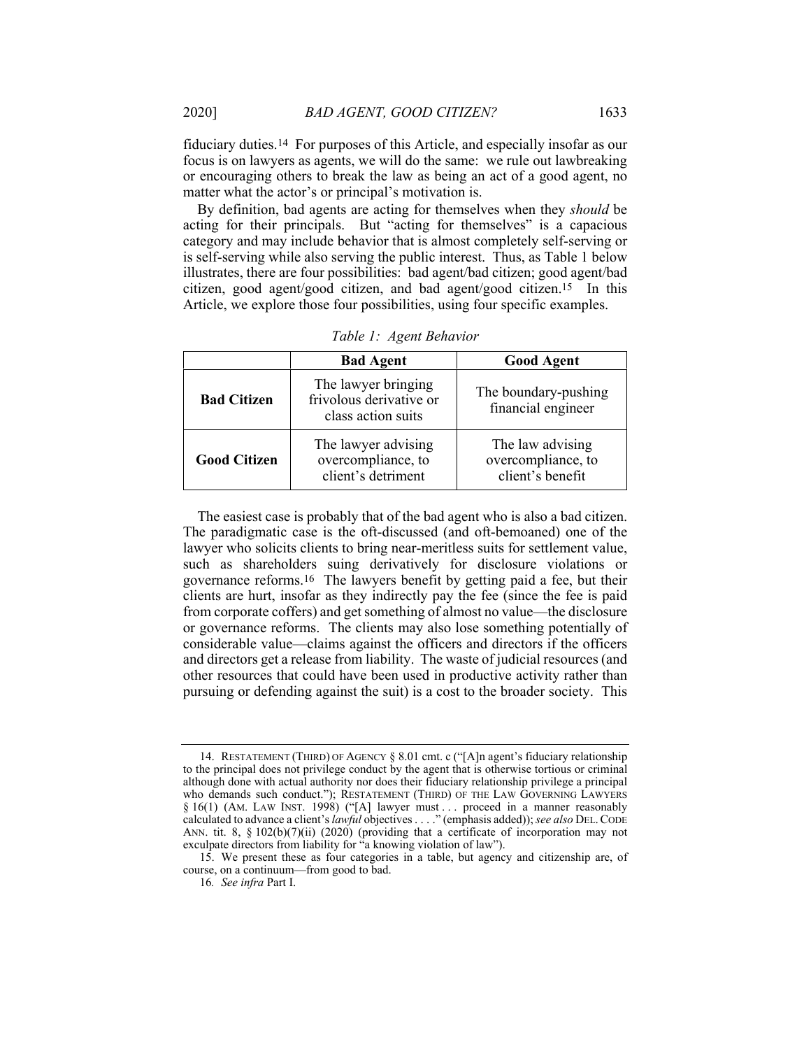fiduciary duties.[14] For purposes of this Article, and especially insofar as our focus is on lawyers as agents, we will do the same: we rule out lawbreaking or encouraging others to break the law as being an act of a good agent, no matter what the actor's or principal's motivation is.

By definition, bad agents are acting for themselves when they *should* be acting for their principals. But "acting for themselves" is a capacious category and may include behavior that is almost completely self-serving or is self-serving while also serving the public interest. Thus, as Table 1 below illustrates, there are four possibilities: bad agent/bad citizen; good agent/bad citizen, good agent/good citizen, and bad agent/good citizen.[15] In this Article, we explore those four possibilities, using four specific examples.

*Table 1: Agent Behavior*

| | **Bad Agent** | **Good Agent** |
|---|---|---|
| **Bad Citizen** | The lawyer bringing frivolous derivative or class action suits | The boundary-pushing financial engineer |
| **Good Citizen** | The lawyer advising overcompliance, to client's detriment | The law advising overcompliance, to client's benefit |

The easiest case is probably that of the bad agent who is also a bad citizen. The paradigmatic case is the oft-discussed (and oft-bemoaned) one of the lawyer who solicits clients to bring near-meritless suits for settlement value, such as shareholders suing derivatively for disclosure violations or governance reforms.[16] The lawyers benefit by getting paid a fee, but their clients are hurt, insofar as they indirectly pay the fee (since the fee is paid from corporate coffers) and get something of almost no value—the disclosure or governance reforms. The clients may also lose something potentially of considerable value—claims against the officers and directors if the officers and directors get a release from liability. The waste of judicial resources (and other resources that could have been used in productive activity rather than pursuing or defending against the suit) is a cost to the broader society. This

---

14. RESTATEMENT (THIRD) OF AGENCY § 8.01 cmt. c ("[A]n agent's fiduciary relationship to the principal does not privilege conduct by the agent that is otherwise tortious or criminal although done with actual authority nor does their fiduciary relationship privilege a principal who demands such conduct."); RESTATEMENT (THIRD) OF THE LAW GOVERNING LAWYERS § 16(1) (AM. LAW INST. 1998) ("[A] lawyer must . . . proceed in a manner reasonably calculated to advance a client's *lawful* objectives . . . ." (emphasis added)); *see also* DEL. CODE ANN. tit. 8, § 102(b)(7)(ii) (2020) (providing that a certificate of incorporation may not exculpate directors from liability for "a knowing violation of law").

15. We present these as four categories in a table, but agency and citizenship are, of course, on a continuum—from good to bad.

16. *See infra* Part I.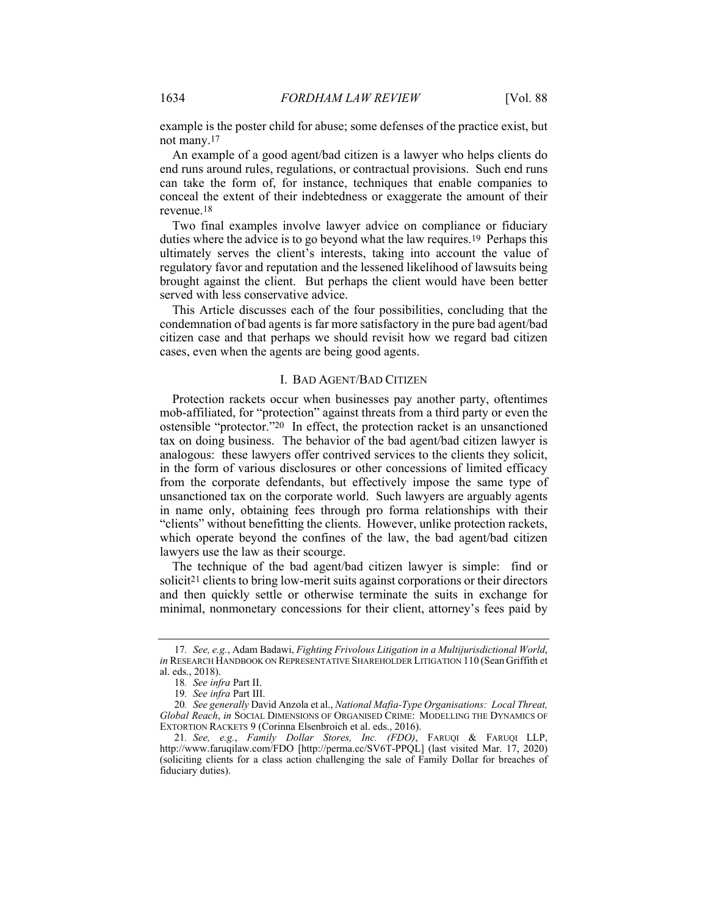example is the poster child for abuse; some defenses of the practice exist, but not many.[17]

An example of a good agent/bad citizen is a lawyer who helps clients do end runs around rules, regulations, or contractual provisions. Such end runs can take the form of, for instance, techniques that enable companies to conceal the extent of their indebtedness or exaggerate the amount of their revenue.[18]

Two final examples involve lawyer advice on compliance or fiduciary duties where the advice is to go beyond what the law requires.[19] Perhaps this ultimately serves the client's interests, taking into account the value of regulatory favor and reputation and the lessened likelihood of lawsuits being brought against the client. But perhaps the client would have been better served with less conservative advice.

This Article discusses each of the four possibilities, concluding that the condemnation of bad agents is far more satisfactory in the pure bad agent/bad citizen case and that perhaps we should revisit how we regard bad citizen cases, even when the agents are being good agents.

## I. BAD AGENT/BAD CITIZEN

Protection rackets occur when businesses pay another party, oftentimes mob-affiliated, for "protection" against threats from a third party or even the ostensible "protector."[20] In effect, the protection racket is an unsanctioned tax on doing business. The behavior of the bad agent/bad citizen lawyer is analogous: these lawyers offer contrived services to the clients they solicit, in the form of various disclosures or other concessions of limited efficacy from the corporate defendants, but effectively impose the same type of unsanctioned tax on the corporate world. Such lawyers are arguably agents in name only, obtaining fees through pro forma relationships with their "clients" without benefitting the clients. However, unlike protection rackets, which operate beyond the confines of the law, the bad agent/bad citizen lawyers use the law as their scourge.

The technique of the bad agent/bad citizen lawyer is simple: find or solicit[21] clients to bring low-merit suits against corporations or their directors and then quickly settle or otherwise terminate the suits in exchange for minimal, nonmonetary concessions for their client, attorney's fees paid by

---

17. *See, e.g.*, Adam Badawi, *Fighting Frivolous Litigation in a Multijurisdictional World*, *in* RESEARCH HANDBOOK ON REPRESENTATIVE SHAREHOLDER LITIGATION 110 (Sean Griffith et al. eds., 2018).

18. *See infra* Part II.

19. *See infra* Part III.

20. *See generally* David Anzola et al., *National Mafia-Type Organisations: Local Threat, Global Reach*, *in* SOCIAL DIMENSIONS OF ORGANISED CRIME: MODELLING THE DYNAMICS OF EXTORTION RACKETS 9 (Corinna Elsenbroich et al. eds., 2016).

21. *See, e.g.*, *Family Dollar Stores, Inc. (FDO)*, FARUQI & FARUQI LLP, http://www.faruqilaw.com/FDO [http://perma.cc/SV6T-PPQL] (last visited Mar. 17, 2020) (soliciting clients for a class action challenging the sale of Family Dollar for breaches of fiduciary duties).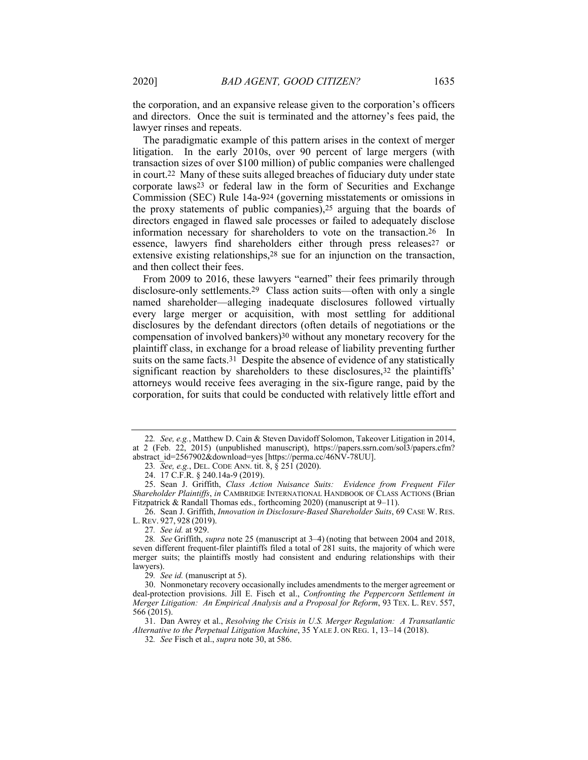the corporation, and an expansive release given to the corporation's officers and directors. Once the suit is terminated and the attorney's fees paid, the lawyer rinses and repeats.

The paradigmatic example of this pattern arises in the context of merger litigation. In the early 2010s, over 90 percent of large mergers (with transaction sizes of over $100 million) of public companies were challenged in court.[22] Many of these suits alleged breaches of fiduciary duty under state corporate laws[23] or federal law in the form of Securities and Exchange Commission (SEC) Rule 14a-9[24] (governing misstatements or omissions in the proxy statements of public companies),[25] arguing that the boards of directors engaged in flawed sale processes or failed to adequately disclose information necessary for shareholders to vote on the transaction.[26] In essence, lawyers find shareholders either through press releases[27] or extensive existing relationships,[28] sue for an injunction on the transaction, and then collect their fees.

From 2009 to 2016, these lawyers "earned" their fees primarily through disclosure-only settlements.[29] Class action suits—often with only a single named shareholder—alleging inadequate disclosures followed virtually every large merger or acquisition, with most settling for additional disclosures by the defendant directors (often details of negotiations or the compensation of involved bankers)[30] without any monetary recovery for the plaintiff class, in exchange for a broad release of liability preventing further suits on the same facts.[31] Despite the absence of evidence of any statistically significant reaction by shareholders to these disclosures,[32] the plaintiffs' attorneys would receive fees averaging in the six-figure range, paid by the corporation, for suits that could be conducted with relatively little effort and

---

22. *See, e.g.*, Matthew D. Cain & Steven Davidoff Solomon, Takeover Litigation in 2014, at 2 (Feb. 22, 2015) (unpublished manuscript), https://papers.ssrn.com/sol3/papers.cfm?abstract_id=2567902&download=yes [https://perma.cc/46NV-78UU].

23. *See, e.g.*, DEL. CODE ANN. tit. 8, § 251 (2020).

24. 17 C.F.R. § 240.14a-9 (2019).

25. Sean J. Griffith, *Class Action Nuisance Suits: Evidence from Frequent Filer Shareholder Plaintiffs*, *in* CAMBRIDGE INTERNATIONAL HANDBOOK OF CLASS ACTIONS (Brian Fitzpatrick & Randall Thomas eds., forthcoming 2020) (manuscript at 9–11).

26. Sean J. Griffith, *Innovation in Disclosure-Based Shareholder Suits*, 69 CASE W. RES. L. REV. 927, 928 (2019).

27. *See id.* at 929.

28. *See* Griffith, *supra* note 25 (manuscript at 3–4) (noting that between 2004 and 2018, seven different frequent-filer plaintiffs filed a total of 281 suits, the majority of which were merger suits; the plaintiffs mostly had consistent and enduring relationships with their lawyers).

29. *See id.* (manuscript at 5).

30. Nonmonetary recovery occasionally includes amendments to the merger agreement or deal-protection provisions. Jill E. Fisch et al., *Confronting the Peppercorn Settlement in Merger Litigation: An Empirical Analysis and a Proposal for Reform*, 93 TEX. L. REV. 557, 566 (2015).

31. Dan Awrey et al., *Resolving the Crisis in U.S. Merger Regulation: A Transatlantic Alternative to the Perpetual Litigation Machine*, 35 YALE J. ON REG. 1, 13–14 (2018).

32. *See* Fisch et al., *supra* note 30, at 586.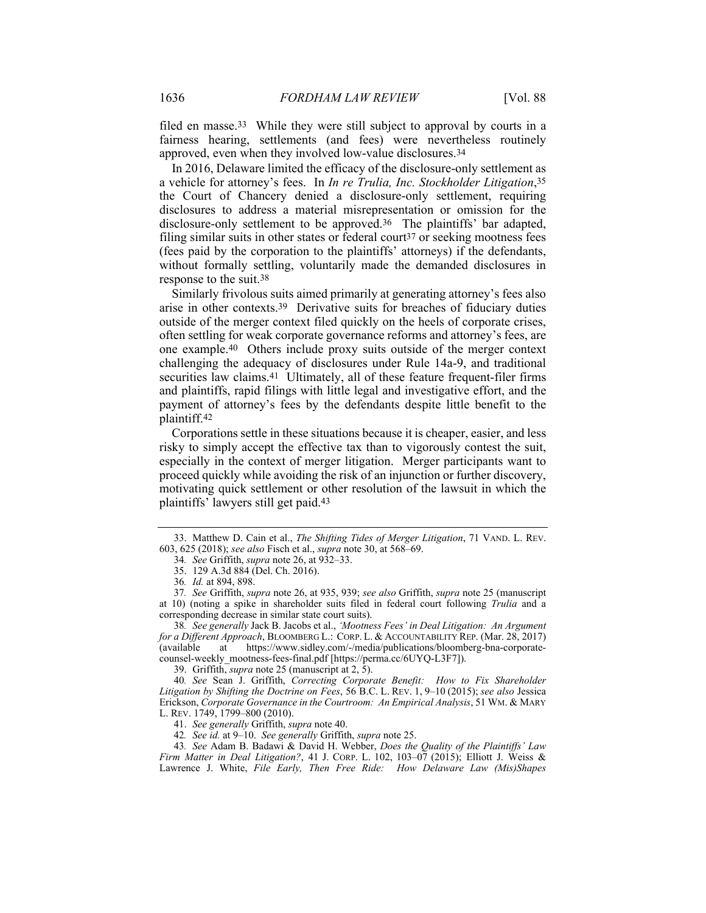filed en masse.[33] While they were still subject to approval by courts in a fairness hearing, settlements (and fees) were nevertheless routinely approved, even when they involved low-value disclosures.[34]

In 2016, Delaware limited the efficacy of the disclosure-only settlement as a vehicle for attorney's fees. In *In re Trulia, Inc. Stockholder Litigation*,[35] the Court of Chancery denied a disclosure-only settlement, requiring disclosures to address a material misrepresentation or omission for the disclosure-only settlement to be approved.[36] The plaintiffs' bar adapted, filing similar suits in other states or federal court[37] or seeking mootness fees (fees paid by the corporation to the plaintiffs' attorneys) if the defendants, without formally settling, voluntarily made the demanded disclosures in response to the suit.[38]

Similarly frivolous suits aimed primarily at generating attorney's fees also arise in other contexts.[39] Derivative suits for breaches of fiduciary duties outside of the merger context filed quickly on the heels of corporate crises, often settling for weak corporate governance reforms and attorney's fees, are one example.[40] Others include proxy suits outside of the merger context challenging the adequacy of disclosures under Rule 14a-9, and traditional securities law claims.[41] Ultimately, all of these feature frequent-filer firms and plaintiffs, rapid filings with little legal and investigative effort, and the payment of attorney's fees by the defendants despite little benefit to the plaintiff.[42]

Corporations settle in these situations because it is cheaper, easier, and less risky to simply accept the effective tax than to vigorously contest the suit, especially in the context of merger litigation. Merger participants want to proceed quickly while avoiding the risk of an injunction or further discovery, motivating quick settlement or other resolution of the lawsuit in which the plaintiffs' lawyers still get paid.[43]

---

33. Matthew D. Cain et al., *The Shifting Tides of Merger Litigation*, 71 VAND. L. REV. 603, 625 (2018); *see also* Fisch et al., *supra* note 30, at 568–69.

34. *See* Griffith, *supra* note 26, at 932–33.

35. 129 A.3d 884 (Del. Ch. 2016).

36. *Id.* at 894, 898.

37. *See* Griffith, *supra* note 26, at 935, 939; *see also* Griffith, *supra* note 25 (manuscript at 10) (noting a spike in shareholder suits filed in federal court following *Trulia* and a corresponding decrease in similar state court suits).

38. *See generally* Jack B. Jacobs et al., *'Mootness Fees' in Deal Litigation: An Argument for a Different Approach*, BLOOMBERG L.: CORP. L. & ACCOUNTABILITY REP. (Mar. 28, 2017) (available at https://www.sidley.com/-/media/publications/bloomberg-bna-corporate-counsel-weekly_mootness-fees-final.pdf [https://perma.cc/6UYQ-L3F7]).

39. Griffith, *supra* note 25 (manuscript at 2, 5).

40. *See* Sean J. Griffith, *Correcting Corporate Benefit: How to Fix Shareholder Litigation by Shifting the Doctrine on Fees*, 56 B.C. L. REV. 1, 9–10 (2015); *see also* Jessica Erickson, *Corporate Governance in the Courtroom: An Empirical Analysis*, 51 WM. & MARY L. REV. 1749, 1799–800 (2010).

41. *See generally* Griffith, *supra* note 40.

42. *See id.* at 9–10. *See generally* Griffith, *supra* note 25.

43. *See* Adam B. Badawi & David H. Webber, *Does the Quality of the Plaintiffs' Law Firm Matter in Deal Litigation?*, 41 J. CORP. L. 102, 103–07 (2015); Elliott J. Weiss & Lawrence J. White, *File Early, Then Free Ride: How Delaware Law (Mis)Shapes*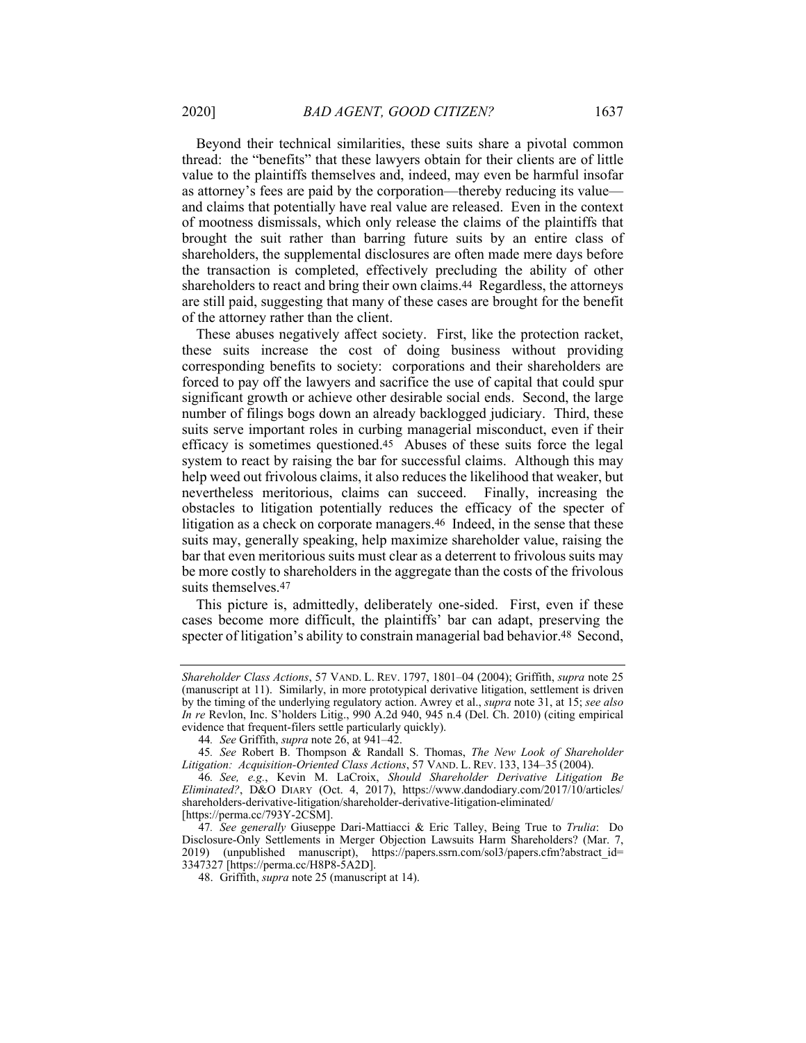Beyond their technical similarities, these suits share a pivotal common thread: the "benefits" that these lawyers obtain for their clients are of little value to the plaintiffs themselves and, indeed, may even be harmful insofar as attorney's fees are paid by the corporation—thereby reducing its value—and claims that potentially have real value are released. Even in the context of mootness dismissals, which only release the claims of the plaintiffs that brought the suit rather than barring future suits by an entire class of shareholders, the supplemental disclosures are often made mere days before the transaction is completed, effectively precluding the ability of other shareholders to react and bring their own claims.[44] Regardless, the attorneys are still paid, suggesting that many of these cases are brought for the benefit of the attorney rather than the client.

These abuses negatively affect society. First, like the protection racket, these suits increase the cost of doing business without providing corresponding benefits to society: corporations and their shareholders are forced to pay off the lawyers and sacrifice the use of capital that could spur significant growth or achieve other desirable social ends. Second, the large number of filings bogs down an already backlogged judiciary. Third, these suits serve important roles in curbing managerial misconduct, even if their efficacy is sometimes questioned.[45] Abuses of these suits force the legal system to react by raising the bar for successful claims. Although this may help weed out frivolous claims, it also reduces the likelihood that weaker, but nevertheless meritorious, claims can succeed. Finally, increasing the obstacles to litigation potentially reduces the efficacy of the specter of litigation as a check on corporate managers.[46] Indeed, in the sense that these suits may, generally speaking, help maximize shareholder value, raising the bar that even meritorious suits must clear as a deterrent to frivolous suits may be more costly to shareholders in the aggregate than the costs of the frivolous suits themselves.[47]

This picture is, admittedly, deliberately one-sided. First, even if these cases become more difficult, the plaintiffs' bar can adapt, preserving the specter of litigation's ability to constrain managerial bad behavior.[48] Second,

---

*Shareholder Class Actions*, 57 VAND. L. REV. 1797, 1801–04 (2004); Griffith, *supra* note 25 (manuscript at 11). Similarly, in more prototypical derivative litigation, settlement is driven by the timing of the underlying regulatory action. Awrey et al., *supra* note 31, at 15; *see also In re* Revlon, Inc. S'holders Litig., 990 A.2d 940, 945 n.4 (Del. Ch. 2010) (citing empirical evidence that frequent-filers settle particularly quickly).

44. *See* Griffith, *supra* note 26, at 941–42.

45. *See* Robert B. Thompson & Randall S. Thomas, *The New Look of Shareholder Litigation: Acquisition-Oriented Class Actions*, 57 VAND. L. REV. 133, 134–35 (2004).

46. *See, e.g.*, Kevin M. LaCroix, *Should Shareholder Derivative Litigation Be Eliminated?*, D&O DIARY (Oct. 4, 2017), https://www.dandodiary.com/2017/10/articles/shareholders-derivative-litigation/shareholder-derivative-litigation-eliminated/ [https://perma.cc/793Y-2CSM].

47. *See generally* Giuseppe Dari-Mattiacci & Eric Talley, Being True to *Trulia*: Do Disclosure-Only Settlements in Merger Objection Lawsuits Harm Shareholders? (Mar. 7, 2019) (unpublished manuscript), https://papers.ssrn.com/sol3/papers.cfm?abstract_id=3347327 [https://perma.cc/H8P8-5A2D].

48. Griffith, *supra* note 25 (manuscript at 14).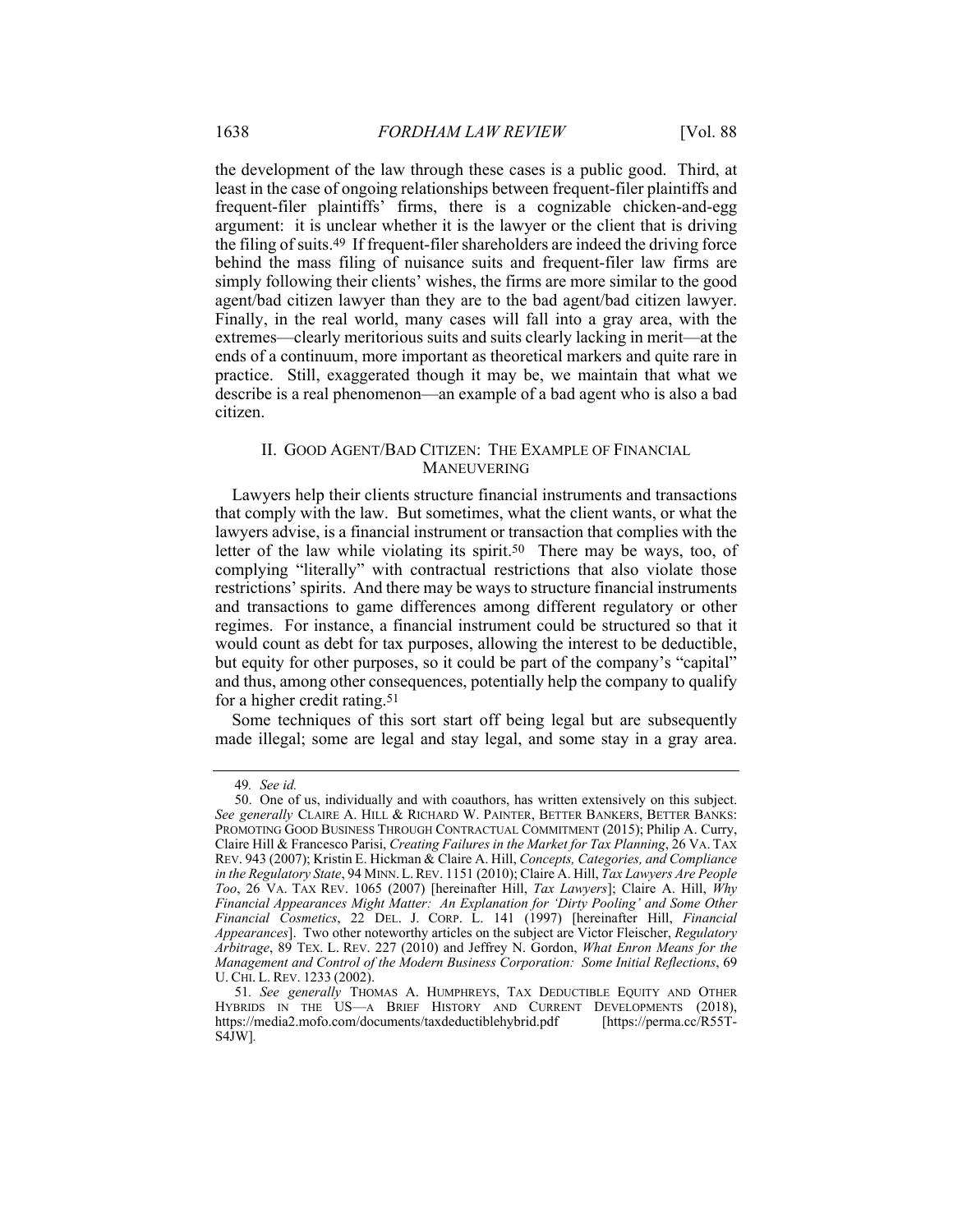the development of the law through these cases is a public good. Third, at least in the case of ongoing relationships between frequent-filer plaintiffs and frequent-filer plaintiffs' firms, there is a cognizable chicken-and-egg argument: it is unclear whether it is the lawyer or the client that is driving the filing of suits.[49] If frequent-filer shareholders are indeed the driving force behind the mass filing of nuisance suits and frequent-filer law firms are simply following their clients' wishes, the firms are more similar to the good agent/bad citizen lawyer than they are to the bad agent/bad citizen lawyer. Finally, in the real world, many cases will fall into a gray area, with the extremes—clearly meritorious suits and suits clearly lacking in merit—at the ends of a continuum, more important as theoretical markers and quite rare in practice. Still, exaggerated though it may be, we maintain that what we describe is a real phenomenon—an example of a bad agent who is also a bad citizen.

## II. GOOD AGENT/BAD CITIZEN: THE EXAMPLE OF FINANCIAL MANEUVERING

Lawyers help their clients structure financial instruments and transactions that comply with the law. But sometimes, what the client wants, or what the lawyers advise, is a financial instrument or transaction that complies with the letter of the law while violating its spirit.[50] There may be ways, too, of complying "literally" with contractual restrictions that also violate those restrictions' spirits. And there may be ways to structure financial instruments and transactions to game differences among different regulatory or other regimes. For instance, a financial instrument could be structured so that it would count as debt for tax purposes, allowing the interest to be deductible, but equity for other purposes, so it could be part of the company's "capital" and thus, among other consequences, potentially help the company to qualify for a higher credit rating.[51]

Some techniques of this sort start off being legal but are subsequently made illegal; some are legal and stay legal, and some stay in a gray area.

---

49. *See id.*

50. One of us, individually and with coauthors, has written extensively on this subject. *See generally* CLAIRE A. HILL & RICHARD W. PAINTER, BETTER BANKERS, BETTER BANKS: PROMOTING GOOD BUSINESS THROUGH CONTRACTUAL COMMITMENT (2015); Philip A. Curry, Claire Hill & Francesco Parisi, *Creating Failures in the Market for Tax Planning*, 26 VA. TAX REV. 943 (2007); Kristin E. Hickman & Claire A. Hill, *Concepts, Categories, and Compliance in the Regulatory State*, 94 MINN. L. REV. 1151 (2010); Claire A. Hill, *Tax Lawyers Are People Too*, 26 VA. TAX REV. 1065 (2007) [hereinafter Hill, *Tax Lawyers*]; Claire A. Hill, *Why Financial Appearances Might Matter: An Explanation for 'Dirty Pooling' and Some Other Financial Cosmetics*, 22 DEL. J. CORP. L. 141 (1997) [hereinafter Hill, *Financial Appearances*]. Two other noteworthy articles on the subject are Victor Fleischer, *Regulatory Arbitrage*, 89 TEX. L. REV. 227 (2010) and Jeffrey N. Gordon, *What Enron Means for the Management and Control of the Modern Business Corporation: Some Initial Reflections*, 69 U. CHI. L. REV. 1233 (2002).

51. *See generally* THOMAS A. HUMPHREYS, TAX DEDUCTIBLE EQUITY AND OTHER HYBRIDS IN THE US—A BRIEF HISTORY AND CURRENT DEVELOPMENTS (2018), https://media2.mofo.com/documents/taxdeductiblehybrid.pdf [https://perma.cc/R55T-S4JW].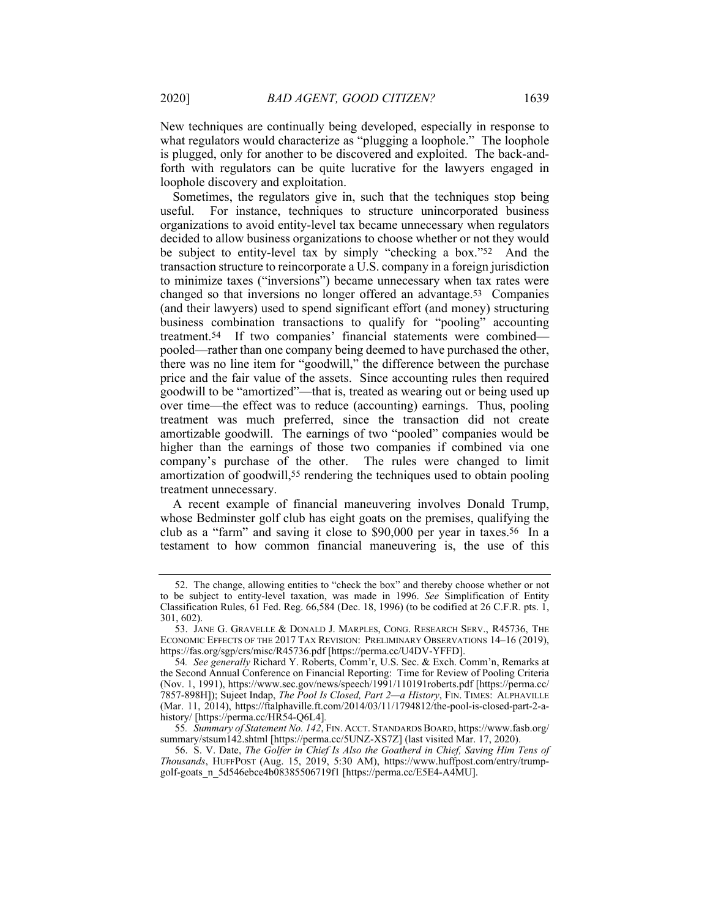New techniques are continually being developed, especially in response to what regulators would characterize as "plugging a loophole." The loophole is plugged, only for another to be discovered and exploited. The back-and-forth with regulators can be quite lucrative for the lawyers engaged in loophole discovery and exploitation.

Sometimes, the regulators give in, such that the techniques stop being useful. For instance, techniques to structure unincorporated business organizations to avoid entity-level tax became unnecessary when regulators decided to allow business organizations to choose whether or not they would be subject to entity-level tax by simply "checking a box."[52] And the transaction structure to reincorporate a U.S. company in a foreign jurisdiction to minimize taxes ("inversions") became unnecessary when tax rates were changed so that inversions no longer offered an advantage.[53] Companies (and their lawyers) used to spend significant effort (and money) structuring business combination transactions to qualify for "pooling" accounting treatment.[54] If two companies' financial statements were combined—pooled—rather than one company being deemed to have purchased the other, there was no line item for "goodwill," the difference between the purchase price and the fair value of the assets. Since accounting rules then required goodwill to be "amortized"—that is, treated as wearing out or being used up over time—the effect was to reduce (accounting) earnings. Thus, pooling treatment was much preferred, since the transaction did not create amortizable goodwill. The earnings of two "pooled" companies would be higher than the earnings of those two companies if combined via one company's purchase of the other. The rules were changed to limit amortization of goodwill,[55] rendering the techniques used to obtain pooling treatment unnecessary.

A recent example of financial maneuvering involves Donald Trump, whose Bedminster golf club has eight goats on the premises, qualifying the club as a "farm" and saving it close to $90,000 per year in taxes.[56] In a testament to how common financial maneuvering is, the use of this

---

52. The change, allowing entities to "check the box" and thereby choose whether or not to be subject to entity-level taxation, was made in 1996. *See* Simplification of Entity Classification Rules, 61 Fed. Reg. 66,584 (Dec. 18, 1996) (to be codified at 26 C.F.R. pts. 1, 301, 602).

53. JANE G. GRAVELLE & DONALD J. MARPLES, CONG. RESEARCH SERV., R45736, THE ECONOMIC EFFECTS OF THE 2017 TAX REVISION: PRELIMINARY OBSERVATIONS 14–16 (2019), https://fas.org/sgp/crs/misc/R45736.pdf [https://perma.cc/U4DV-YFFD].

54. *See generally* Richard Y. Roberts, Comm'r, U.S. Sec. & Exch. Comm'n, Remarks at the Second Annual Conference on Financial Reporting: Time for Review of Pooling Criteria (Nov. 1, 1991), https://www.sec.gov/news/speech/1991/110191roberts.pdf [https://perma.cc/7857-898H]); Sujeet Indap, *The Pool Is Closed, Part 2—a History*, FIN. TIMES: ALPHAVILLE (Mar. 11, 2014), https://ftalphaville.ft.com/2014/03/11/1794812/the-pool-is-closed-part-2-a-history/ [https://perma.cc/HR54-Q6L4].

55. *Summary of Statement No. 142*, FIN. ACCT. STANDARDS BOARD, https://www.fasb.org/summary/stsum142.shtml [https://perma.cc/5UNZ-XS7Z] (last visited Mar. 17, 2020).

56. S. V. Date, *The Golfer in Chief Is Also the Goatherd in Chief, Saving Him Tens of Thousands*, HUFFPOST (Aug. 15, 2019, 5:30 AM), https://www.huffpost.com/entry/trump-golf-goats_n_5d546ebce4b08385506719f1 [https://perma.cc/E5E4-A4MU].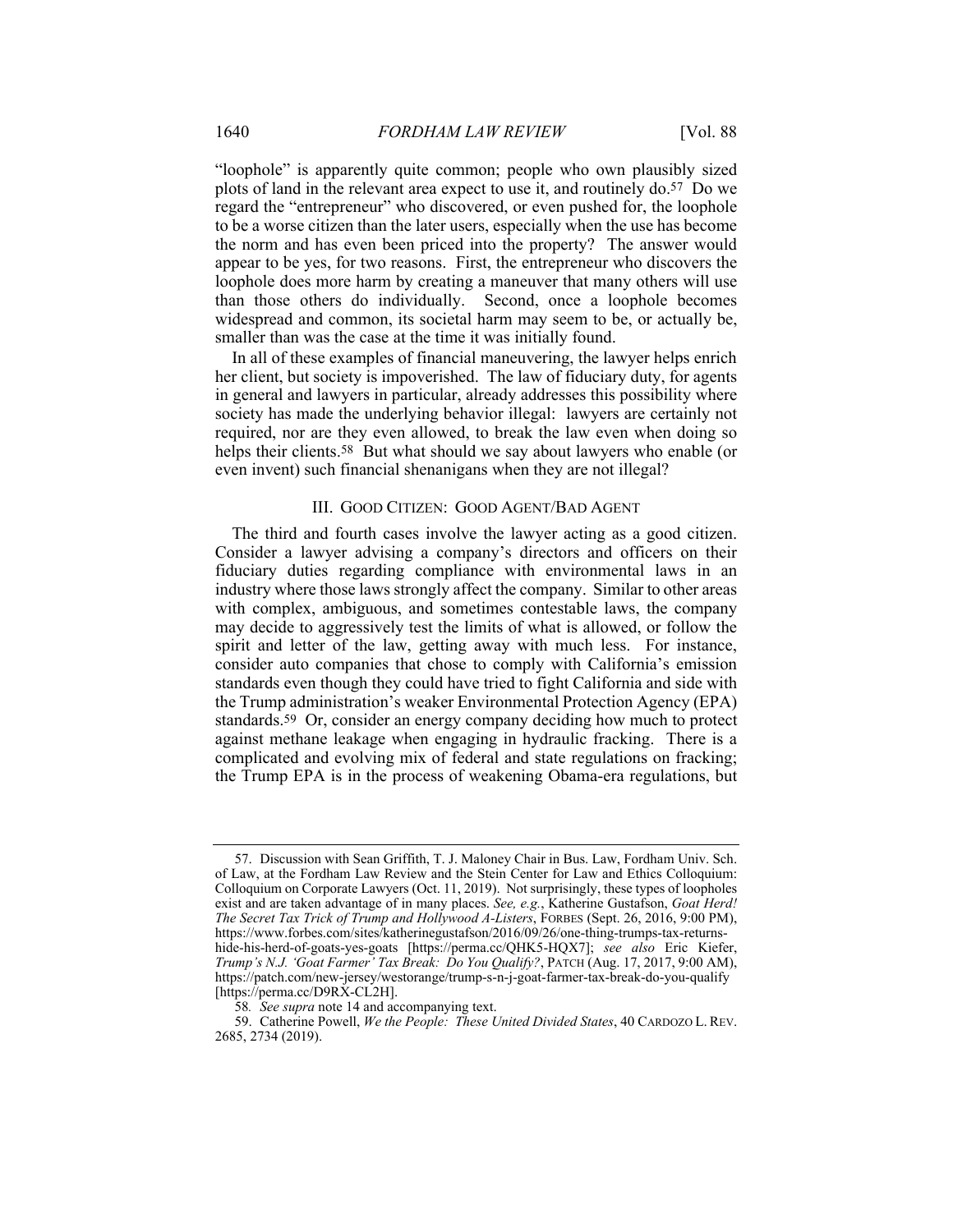"loophole" is apparently quite common; people who own plausibly sized plots of land in the relevant area expect to use it, and routinely do.[57] Do we regard the "entrepreneur" who discovered, or even pushed for, the loophole to be a worse citizen than the later users, especially when the use has become the norm and has even been priced into the property? The answer would appear to be yes, for two reasons. First, the entrepreneur who discovers the loophole does more harm by creating a maneuver that many others will use than those others do individually. Second, once a loophole becomes widespread and common, its societal harm may seem to be, or actually be, smaller than was the case at the time it was initially found.

In all of these examples of financial maneuvering, the lawyer helps enrich her client, but society is impoverished. The law of fiduciary duty, for agents in general and lawyers in particular, already addresses this possibility where society has made the underlying behavior illegal: lawyers are certainly not required, nor are they even allowed, to break the law even when doing so helps their clients.[58] But what should we say about lawyers who enable (or even invent) such financial shenanigans when they are not illegal?

## III. Good Citizen: Good Agent/Bad Agent

The third and fourth cases involve the lawyer acting as a good citizen. Consider a lawyer advising a company's directors and officers on their fiduciary duties regarding compliance with environmental laws in an industry where those laws strongly affect the company. Similar to other areas with complex, ambiguous, and sometimes contestable laws, the company may decide to aggressively test the limits of what is allowed, or follow the spirit and letter of the law, getting away with much less. For instance, consider auto companies that chose to comply with California's emission standards even though they could have tried to fight California and side with the Trump administration's weaker Environmental Protection Agency (EPA) standards.[59] Or, consider an energy company deciding how much to protect against methane leakage when engaging in hydraulic fracking. There is a complicated and evolving mix of federal and state regulations on fracking; the Trump EPA is in the process of weakening Obama-era regulations, but

---

57. Discussion with Sean Griffith, T. J. Maloney Chair in Bus. Law, Fordham Univ. Sch. of Law, at the Fordham Law Review and the Stein Center for Law and Ethics Colloquium: Colloquium on Corporate Lawyers (Oct. 11, 2019). Not surprisingly, these types of loopholes exist and are taken advantage of in many places. *See, e.g.*, Katherine Gustafson, *Goat Herd! The Secret Tax Trick of Trump and Hollywood A-Listers*, Forbes (Sept. 26, 2016, 9:00 PM), https://www.forbes.com/sites/katherinegustafson/2016/09/26/one-thing-trumps-tax-returns-hide-his-herd-of-goats-yes-goats [https://perma.cc/QHK5-HQX7]; *see also* Eric Kiefer, *Trump's N.J. 'Goat Farmer' Tax Break: Do You Qualify?*, Patch (Aug. 17, 2017, 9:00 AM), https://patch.com/new-jersey/westorange/trump-s-n-j-goat-farmer-tax-break-do-you-qualify [https://perma.cc/D9RX-CL2H].

58. *See supra* note 14 and accompanying text.

59. Catherine Powell, *We the People: These United Divided States*, 40 Cardozo L. Rev. 2685, 2734 (2019).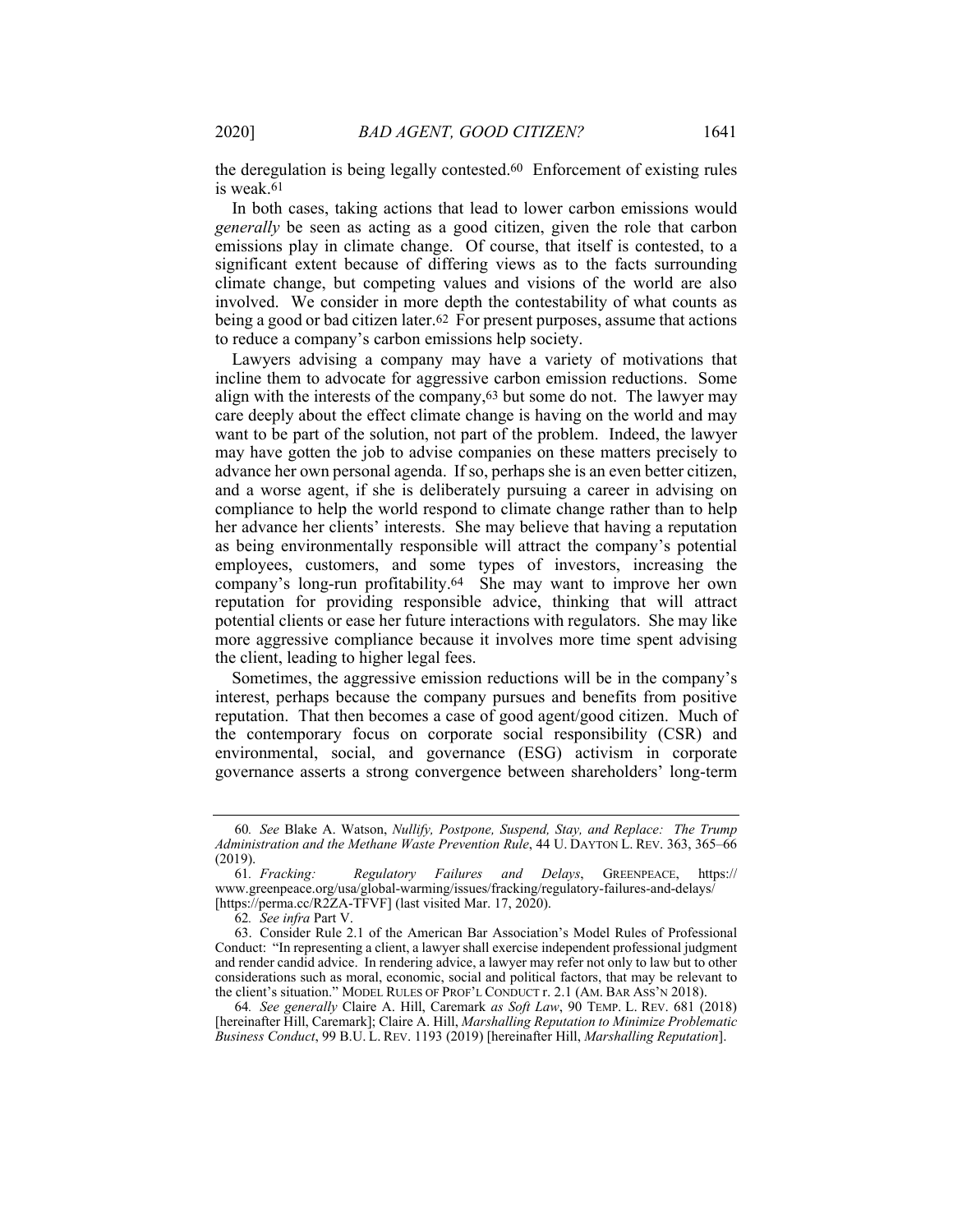the deregulation is being legally contested.[60] Enforcement of existing rules is weak.[61]

In both cases, taking actions that lead to lower carbon emissions would *generally* be seen as acting as a good citizen, given the role that carbon emissions play in climate change. Of course, that itself is contested, to a significant extent because of differing views as to the facts surrounding climate change, but competing values and visions of the world are also involved. We consider in more depth the contestability of what counts as being a good or bad citizen later.[62] For present purposes, assume that actions to reduce a company's carbon emissions help society.

Lawyers advising a company may have a variety of motivations that incline them to advocate for aggressive carbon emission reductions. Some align with the interests of the company,[63] but some do not. The lawyer may care deeply about the effect climate change is having on the world and may want to be part of the solution, not part of the problem. Indeed, the lawyer may have gotten the job to advise companies on these matters precisely to advance her own personal agenda. If so, perhaps she is an even better citizen, and a worse agent, if she is deliberately pursuing a career in advising on compliance to help the world respond to climate change rather than to help her advance her clients' interests. She may believe that having a reputation as being environmentally responsible will attract the company's potential employees, customers, and some types of investors, increasing the company's long-run profitability.[64] She may want to improve her own reputation for providing responsible advice, thinking that will attract potential clients or ease her future interactions with regulators. She may like more aggressive compliance because it involves more time spent advising the client, leading to higher legal fees.

Sometimes, the aggressive emission reductions will be in the company's interest, perhaps because the company pursues and benefits from positive reputation. That then becomes a case of good agent/good citizen. Much of the contemporary focus on corporate social responsibility (CSR) and environmental, social, and governance (ESG) activism in corporate governance asserts a strong convergence between shareholders' long-term

---

60. *See* Blake A. Watson, *Nullify, Postpone, Suspend, Stay, and Replace: The Trump Administration and the Methane Waste Prevention Rule*, 44 U. DAYTON L. REV. 363, 365–66 (2019).

61. *Fracking: Regulatory Failures and Delays*, GREENPEACE, https://www.greenpeace.org/usa/global-warming/issues/fracking/regulatory-failures-and-delays/ [https://perma.cc/R2ZA-TFVF] (last visited Mar. 17, 2020).

62. *See infra* Part V.

63. Consider Rule 2.1 of the American Bar Association's Model Rules of Professional Conduct: "In representing a client, a lawyer shall exercise independent professional judgment and render candid advice. In rendering advice, a lawyer may refer not only to law but to other considerations such as moral, economic, social and political factors, that may be relevant to the client's situation." MODEL RULES OF PROF'L CONDUCT r. 2.1 (AM. BAR ASS'N 2018).

64. *See generally* Claire A. Hill, Caremark *as Soft Law*, 90 TEMP. L. REV. 681 (2018) [hereinafter Hill, Caremark]; Claire A. Hill, *Marshalling Reputation to Minimize Problematic Business Conduct*, 99 B.U. L. REV. 1193 (2019) [hereinafter Hill, *Marshalling Reputation*].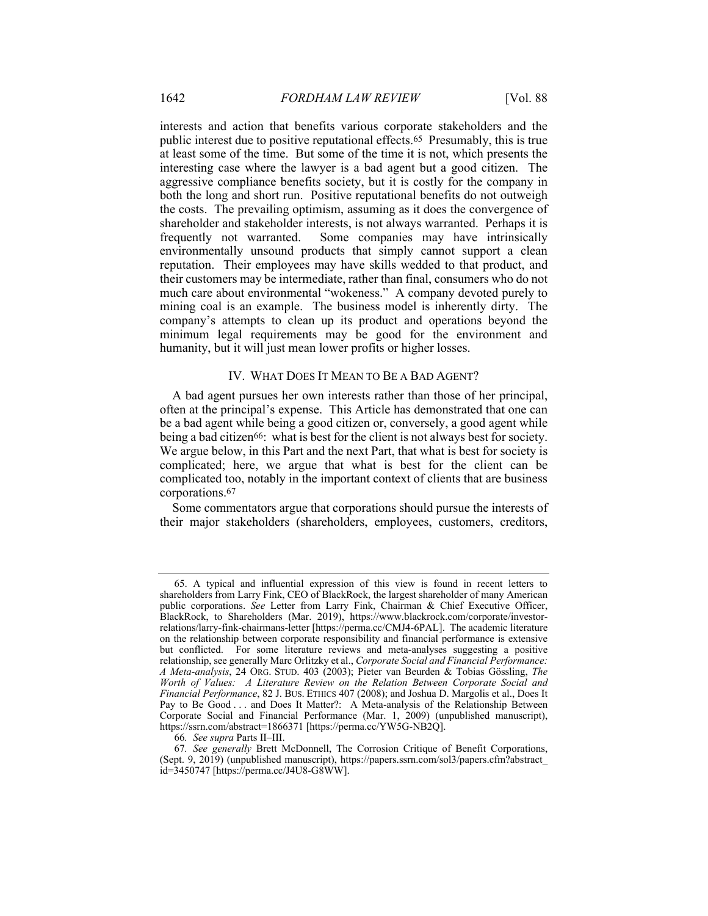interests and action that benefits various corporate stakeholders and the public interest due to positive reputational effects.[65] Presumably, this is true at least some of the time. But some of the time it is not, which presents the interesting case where the lawyer is a bad agent but a good citizen. The aggressive compliance benefits society, but it is costly for the company in both the long and short run. Positive reputational benefits do not outweigh the costs. The prevailing optimism, assuming as it does the convergence of shareholder and stakeholder interests, is not always warranted. Perhaps it is frequently not warranted. Some companies may have intrinsically environmentally unsound products that simply cannot support a clean reputation. Their employees may have skills wedded to that product, and their customers may be intermediate, rather than final, consumers who do not much care about environmental "wokeness." A company devoted purely to mining coal is an example. The business model is inherently dirty. The company's attempts to clean up its product and operations beyond the minimum legal requirements may be good for the environment and humanity, but it will just mean lower profits or higher losses.

## IV. WHAT DOES IT MEAN TO BE A BAD AGENT?

A bad agent pursues her own interests rather than those of her principal, often at the principal's expense. This Article has demonstrated that one can be a bad agent while being a good citizen or, conversely, a good agent while being a bad citizen[66]: what is best for the client is not always best for society. We argue below, in this Part and the next Part, that what is best for society is complicated; here, we argue that what is best for the client can be complicated too, notably in the important context of clients that are business corporations.[67]

Some commentators argue that corporations should pursue the interests of their major stakeholders (shareholders, employees, customers, creditors,

---

65. A typical and influential expression of this view is found in recent letters to shareholders from Larry Fink, CEO of BlackRock, the largest shareholder of many American public corporations. *See* Letter from Larry Fink, Chairman & Chief Executive Officer, BlackRock, to Shareholders (Mar. 2019), https://www.blackrock.com/corporate/investor-relations/larry-fink-chairmans-letter [https://perma.cc/CMJ4-6PAL]. The academic literature on the relationship between corporate responsibility and financial performance is extensive but conflicted. For some literature reviews and meta-analyses suggesting a positive relationship, see generally Marc Orlitzky et al., *Corporate Social and Financial Performance: A Meta-analysis*, 24 ORG. STUD. 403 (2003); Pieter van Beurden & Tobias Gössling, *The Worth of Values: A Literature Review on the Relation Between Corporate Social and Financial Performance*, 82 J. BUS. ETHICS 407 (2008); and Joshua D. Margolis et al., Does It Pay to Be Good . . . and Does It Matter?: A Meta-analysis of the Relationship Between Corporate Social and Financial Performance (Mar. 1, 2009) (unpublished manuscript), https://ssrn.com/abstract=1866371 [https://perma.cc/YW5G-NB2Q].

66. *See supra* Parts II–III.

67. *See generally* Brett McDonnell, The Corrosion Critique of Benefit Corporations, (Sept. 9, 2019) (unpublished manuscript), https://papers.ssrn.com/sol3/papers.cfm?abstract_id=3450747 [https://perma.cc/J4U8-G8WW].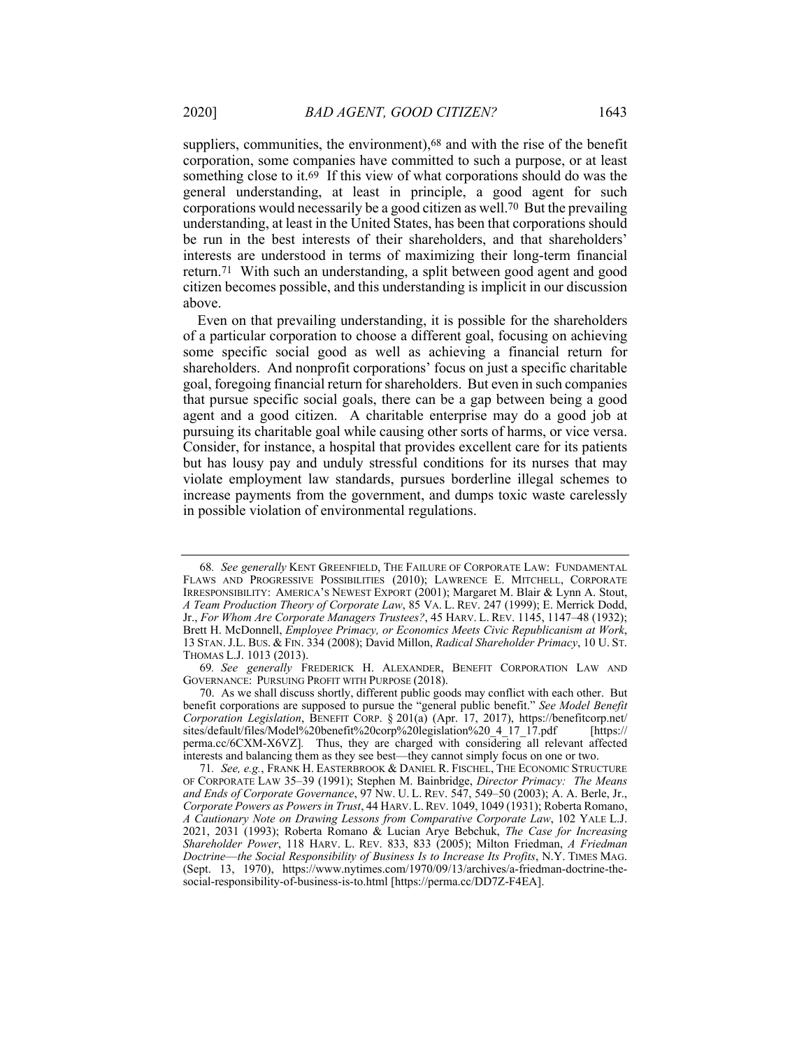suppliers, communities, the environment),[68] and with the rise of the benefit corporation, some companies have committed to such a purpose, or at least something close to it.[69] If this view of what corporations should do was the general understanding, at least in principle, a good agent for such corporations would necessarily be a good citizen as well.[70] But the prevailing understanding, at least in the United States, has been that corporations should be run in the best interests of their shareholders, and that shareholders' interests are understood in terms of maximizing their long-term financial return.[71] With such an understanding, a split between good agent and good citizen becomes possible, and this understanding is implicit in our discussion above.

Even on that prevailing understanding, it is possible for the shareholders of a particular corporation to choose a different goal, focusing on achieving some specific social good as well as achieving a financial return for shareholders. And nonprofit corporations' focus on just a specific charitable goal, foregoing financial return for shareholders. But even in such companies that pursue specific social goals, there can be a gap between being a good agent and a good citizen. A charitable enterprise may do a good job at pursuing its charitable goal while causing other sorts of harms, or vice versa. Consider, for instance, a hospital that provides excellent care for its patients but has lousy pay and unduly stressful conditions for its nurses that may violate employment law standards, pursues borderline illegal schemes to increase payments from the government, and dumps toxic waste carelessly in possible violation of environmental regulations.

---

68. *See generally* KENT GREENFIELD, THE FAILURE OF CORPORATE LAW: FUNDAMENTAL FLAWS AND PROGRESSIVE POSSIBILITIES (2010); LAWRENCE E. MITCHELL, CORPORATE IRRESPONSIBILITY: AMERICA'S NEWEST EXPORT (2001); Margaret M. Blair & Lynn A. Stout, *A Team Production Theory of Corporate Law*, 85 VA. L. REV. 247 (1999); E. Merrick Dodd, Jr., *For Whom Are Corporate Managers Trustees?*, 45 HARV. L. REV. 1145, 1147–48 (1932); Brett H. McDonnell, *Employee Primacy, or Economics Meets Civic Republicanism at Work*, 13 STAN. J.L. BUS. & FIN. 334 (2008); David Millon, *Radical Shareholder Primacy*, 10 U. ST. THOMAS L.J. 1013 (2013).

69. *See generally* FREDERICK H. ALEXANDER, BENEFIT CORPORATION LAW AND GOVERNANCE: PURSUING PROFIT WITH PURPOSE (2018).

70. As we shall discuss shortly, different public goods may conflict with each other. But benefit corporations are supposed to pursue the "general public benefit." *See Model Benefit Corporation Legislation*, BENEFIT CORP. § 201(a) (Apr. 17, 2017), https://benefitcorp.net/sites/default/files/Model%20benefit%20corp%20legislation%20_4_17_17.pdf [https://perma.cc/6CXM-X6VZ]. Thus, they are charged with considering all relevant affected interests and balancing them as they see best—they cannot simply focus on one or two.

71. *See, e.g.*, FRANK H. EASTERBROOK & DANIEL R. FISCHEL, THE ECONOMIC STRUCTURE OF CORPORATE LAW 35–39 (1991); Stephen M. Bainbridge, *Director Primacy: The Means and Ends of Corporate Governance*, 97 NW. U. L. REV. 547, 549–50 (2003); A. A. Berle, Jr., *Corporate Powers as Powers in Trust*, 44 HARV. L. REV. 1049, 1049 (1931); Roberta Romano, *A Cautionary Note on Drawing Lessons from Comparative Corporate Law*, 102 YALE L.J. 2021, 2031 (1993); Roberta Romano & Lucian Arye Bebchuk, *The Case for Increasing Shareholder Power*, 118 HARV. L. REV. 833, 833 (2005); Milton Friedman, *A Friedman Doctrine—the Social Responsibility of Business Is to Increase Its Profits*, N.Y. TIMES MAG. (Sept. 13, 1970), https://www.nytimes.com/1970/09/13/archives/a-friedman-doctrine-the-social-responsibility-of-business-is-to.html [https://perma.cc/DD7Z-F4EA].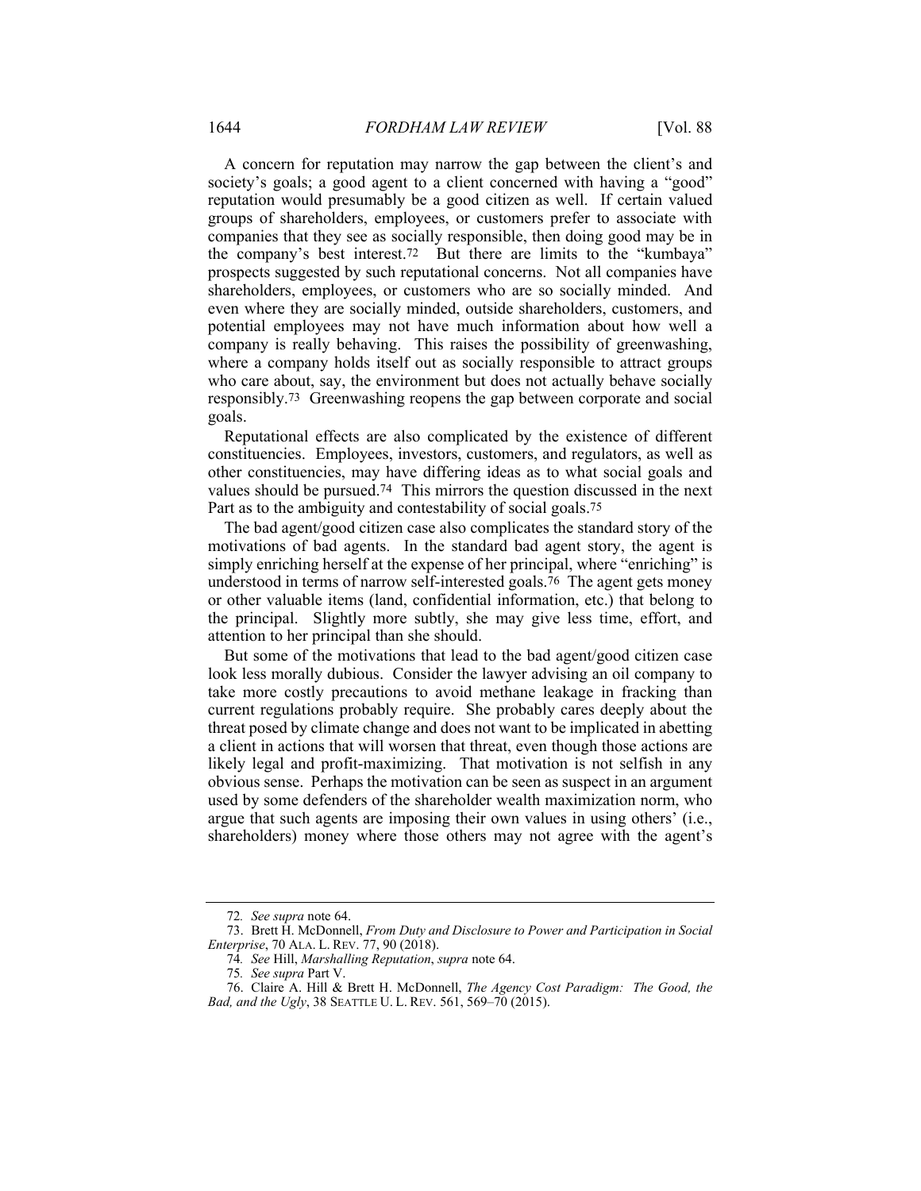A concern for reputation may narrow the gap between the client's and society's goals; a good agent to a client concerned with having a "good" reputation would presumably be a good citizen as well. If certain valued groups of shareholders, employees, or customers prefer to associate with companies that they see as socially responsible, then doing good may be in the company's best interest.[72] But there are limits to the "kumbaya" prospects suggested by such reputational concerns. Not all companies have shareholders, employees, or customers who are so socially minded. And even where they are socially minded, outside shareholders, customers, and potential employees may not have much information about how well a company is really behaving. This raises the possibility of greenwashing, where a company holds itself out as socially responsible to attract groups who care about, say, the environment but does not actually behave socially responsibly.[73] Greenwashing reopens the gap between corporate and social goals.

Reputational effects are also complicated by the existence of different constituencies. Employees, investors, customers, and regulators, as well as other constituencies, may have differing ideas as to what social goals and values should be pursued.[74] This mirrors the question discussed in the next Part as to the ambiguity and contestability of social goals.[75]

The bad agent/good citizen case also complicates the standard story of the motivations of bad agents. In the standard bad agent story, the agent is simply enriching herself at the expense of her principal, where "enriching" is understood in terms of narrow self-interested goals.[76] The agent gets money or other valuable items (land, confidential information, etc.) that belong to the principal. Slightly more subtly, she may give less time, effort, and attention to her principal than she should.

But some of the motivations that lead to the bad agent/good citizen case look less morally dubious. Consider the lawyer advising an oil company to take more costly precautions to avoid methane leakage in fracking than current regulations probably require. She probably cares deeply about the threat posed by climate change and does not want to be implicated in abetting a client in actions that will worsen that threat, even though those actions are likely legal and profit-maximizing. That motivation is not selfish in any obvious sense. Perhaps the motivation can be seen as suspect in an argument used by some defenders of the shareholder wealth maximization norm, who argue that such agents are imposing their own values in using others' (i.e., shareholders) money where those others may not agree with the agent's

---

72. *See supra* note 64.

73. Brett H. McDonnell, *From Duty and Disclosure to Power and Participation in Social Enterprise*, 70 ALA. L. REV. 77, 90 (2018).

74. *See* Hill, *Marshalling Reputation*, *supra* note 64.

75. *See supra* Part V.

76. Claire A. Hill & Brett H. McDonnell, *The Agency Cost Paradigm: The Good, the Bad, and the Ugly*, 38 SEATTLE U. L. REV. 561, 569–70 (2015).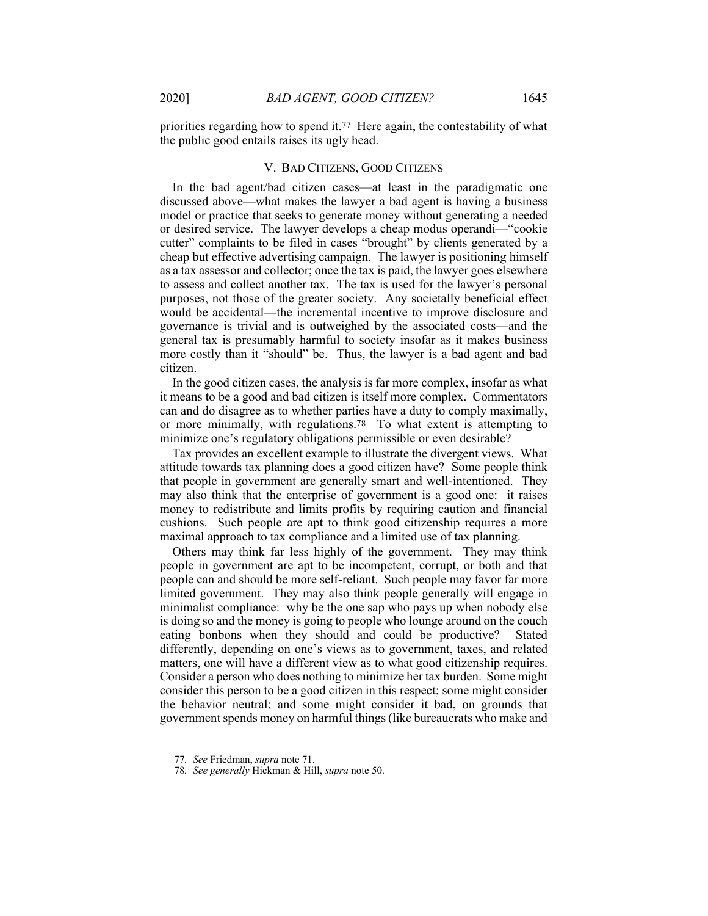priorities regarding how to spend it.[77] Here again, the contestability of what the public good entails raises its ugly head.

## V. Bad Citizens, Good Citizens

In the bad agent/bad citizen cases—at least in the paradigmatic one discussed above—what makes the lawyer a bad agent is having a business model or practice that seeks to generate money without generating a needed or desired service. The lawyer develops a cheap modus operandi—"cookie cutter" complaints to be filed in cases "brought" by clients generated by a cheap but effective advertising campaign. The lawyer is positioning himself as a tax assessor and collector; once the tax is paid, the lawyer goes elsewhere to assess and collect another tax. The tax is used for the lawyer's personal purposes, not those of the greater society. Any societally beneficial effect would be accidental—the incremental incentive to improve disclosure and governance is trivial and is outweighed by the associated costs—and the general tax is presumably harmful to society insofar as it makes business more costly than it "should" be. Thus, the lawyer is a bad agent and bad citizen.

In the good citizen cases, the analysis is far more complex, insofar as what it means to be a good and bad citizen is itself more complex. Commentators can and do disagree as to whether parties have a duty to comply maximally, or more minimally, with regulations.[78] To what extent is attempting to minimize one's regulatory obligations permissible or even desirable?

Tax provides an excellent example to illustrate the divergent views. What attitude towards tax planning does a good citizen have? Some people think that people in government are generally smart and well-intentioned. They may also think that the enterprise of government is a good one: it raises money to redistribute and limits profits by requiring caution and financial cushions. Such people are apt to think good citizenship requires a more maximal approach to tax compliance and a limited use of tax planning.

Others may think far less highly of the government. They may think people in government are apt to be incompetent, corrupt, or both and that people can and should be more self-reliant. Such people may favor far more limited government. They may also think people generally will engage in minimalist compliance: why be the one sap who pays up when nobody else is doing so and the money is going to people who lounge around on the couch eating bonbons when they should and could be productive? Stated differently, depending on one's views as to government, taxes, and related matters, one will have a different view as to what good citizenship requires. Consider a person who does nothing to minimize her tax burden. Some might consider this person to be a good citizen in this respect; some might consider the behavior neutral; and some might consider it bad, on grounds that government spends money on harmful things (like bureaucrats who make and

---

77. *See* Friedman, *supra* note 71.

78. *See generally* Hickman & Hill, *supra* note 50.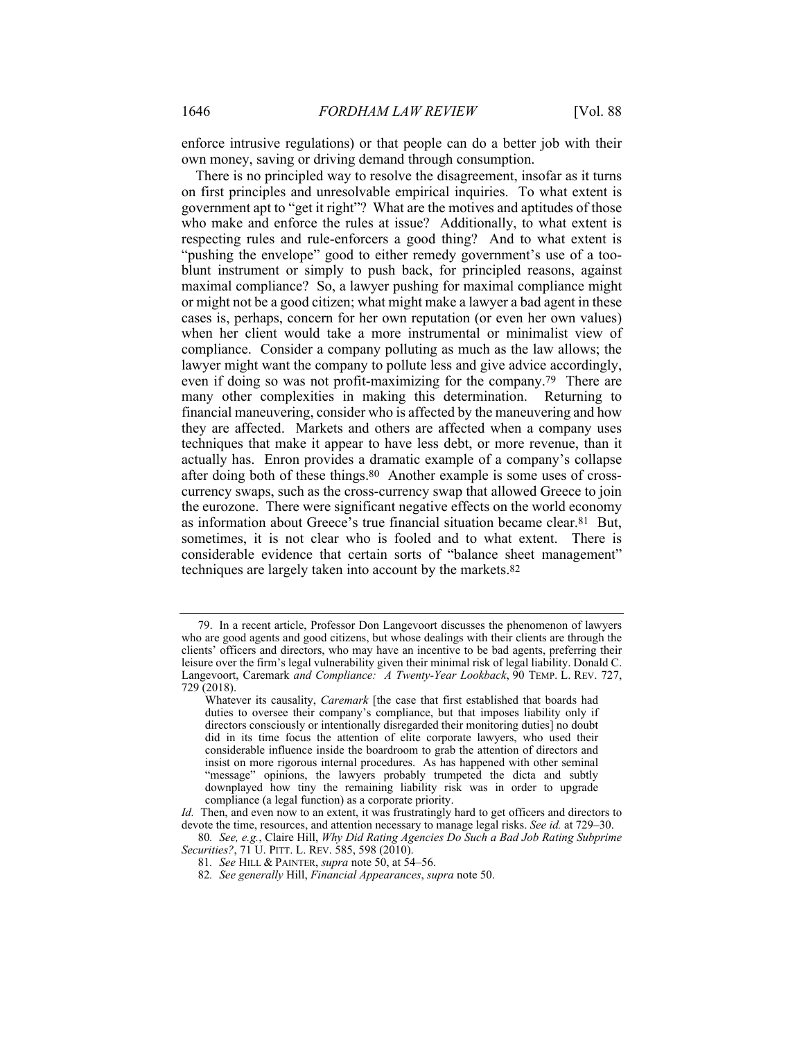enforce intrusive regulations) or that people can do a better job with their own money, saving or driving demand through consumption.

There is no principled way to resolve the disagreement, insofar as it turns on first principles and unresolvable empirical inquiries. To what extent is government apt to "get it right"? What are the motives and aptitudes of those who make and enforce the rules at issue? Additionally, to what extent is respecting rules and rule-enforcers a good thing? And to what extent is "pushing the envelope" good to either remedy government's use of a too-blunt instrument or simply to push back, for principled reasons, against maximal compliance? So, a lawyer pushing for maximal compliance might or might not be a good citizen; what might make a lawyer a bad agent in these cases is, perhaps, concern for her own reputation (or even her own values) when her client would take a more instrumental or minimalist view of compliance. Consider a company polluting as much as the law allows; the lawyer might want the company to pollute less and give advice accordingly, even if doing so was not profit-maximizing for the company.[79] There are many other complexities in making this determination. Returning to financial maneuvering, consider who is affected by the maneuvering and how they are affected. Markets and others are affected when a company uses techniques that make it appear to have less debt, or more revenue, than it actually has. Enron provides a dramatic example of a company's collapse after doing both of these things.[80] Another example is some uses of cross-currency swaps, such as the cross-currency swap that allowed Greece to join the eurozone. There were significant negative effects on the world economy as information about Greece's true financial situation became clear.[81] But, sometimes, it is not clear who is fooled and to what extent. There is considerable evidence that certain sorts of "balance sheet management" techniques are largely taken into account by the markets.[82]

---

79. In a recent article, Professor Don Langevoort discusses the phenomenon of lawyers who are good agents and good citizens, but whose dealings with their clients are through the clients' officers and directors, who may have an incentive to be bad agents, preferring their leisure over the firm's legal vulnerability given their minimal risk of legal liability. Donald C. Langevoort, *Caremark and Compliance: A Twenty-Year Lookback*, 90 TEMP. L. REV. 727, 729 (2018).

> Whatever its causality, *Caremark* [the case that first established that boards had duties to oversee their company's compliance, but that imposes liability only if directors consciously or intentionally disregarded their monitoring duties] no doubt did in its time focus the attention of elite corporate lawyers, who used their considerable influence inside the boardroom to grab the attention of directors and insist on more rigorous internal procedures. As has happened with other seminal "message" opinions, the lawyers probably trumpeted the dicta and subtly downplayed how tiny the remaining liability risk was in order to upgrade compliance (a legal function) as a corporate priority.

*Id.* Then, and even now to an extent, it was frustratingly hard to get officers and directors to devote the time, resources, and attention necessary to manage legal risks. *See id.* at 729–30.

80. *See, e.g.*, Claire Hill, *Why Did Rating Agencies Do Such a Bad Job Rating Subprime Securities?*, 71 U. PITT. L. REV. 585, 598 (2010).

81. *See* HILL & PAINTER, *supra* note 50, at 54–56.

82. *See generally* Hill, *Financial Appearances*, *supra* note 50.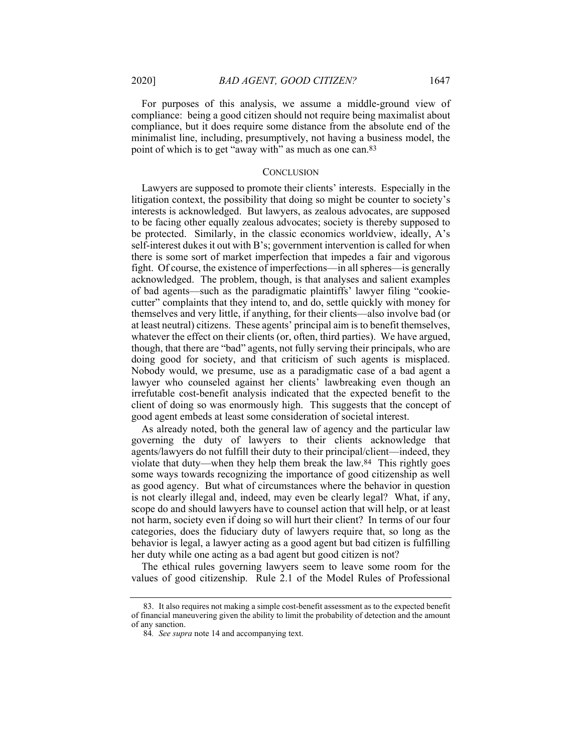For purposes of this analysis, we assume a middle-ground view of compliance: being a good citizen should not require being maximalist about compliance, but it does require some distance from the absolute end of the minimalist line, including, presumptively, not having a business model, the point of which is to get "away with" as much as one can.[83]

## CONCLUSION

Lawyers are supposed to promote their clients' interests. Especially in the litigation context, the possibility that doing so might be counter to society's interests is acknowledged. But lawyers, as zealous advocates, are supposed to be facing other equally zealous advocates; society is thereby supposed to be protected. Similarly, in the classic economics worldview, ideally, A's self-interest dukes it out with B's; government intervention is called for when there is some sort of market imperfection that impedes a fair and vigorous fight. Of course, the existence of imperfections—in all spheres—is generally acknowledged. The problem, though, is that analyses and salient examples of bad agents—such as the paradigmatic plaintiffs' lawyer filing "cookie-cutter" complaints that they intend to, and do, settle quickly with money for themselves and very little, if anything, for their clients—also involve bad (or at least neutral) citizens. These agents' principal aim is to benefit themselves, whatever the effect on their clients (or, often, third parties). We have argued, though, that there are "bad" agents, not fully serving their principals, who are doing good for society, and that criticism of such agents is misplaced. Nobody would, we presume, use as a paradigmatic case of a bad agent a lawyer who counseled against her clients' lawbreaking even though an irrefutable cost-benefit analysis indicated that the expected benefit to the client of doing so was enormously high. This suggests that the concept of good agent embeds at least some consideration of societal interest.

As already noted, both the general law of agency and the particular law governing the duty of lawyers to their clients acknowledge that agents/lawyers do not fulfill their duty to their principal/client—indeed, they violate that duty—when they help them break the law.[84] This rightly goes some ways towards recognizing the importance of good citizenship as well as good agency. But what of circumstances where the behavior in question is not clearly illegal and, indeed, may even be clearly legal? What, if any, scope do and should lawyers have to counsel action that will help, or at least not harm, society even if doing so will hurt their client? In terms of our four categories, does the fiduciary duty of lawyers require that, so long as the behavior is legal, a lawyer acting as a good agent but bad citizen is fulfilling her duty while one acting as a bad agent but good citizen is not?

The ethical rules governing lawyers seem to leave some room for the values of good citizenship. Rule 2.1 of the Model Rules of Professional

---

83. It also requires not making a simple cost-benefit assessment as to the expected benefit of financial maneuvering given the ability to limit the probability of detection and the amount of any sanction.

84. *See supra* note 14 and accompanying text.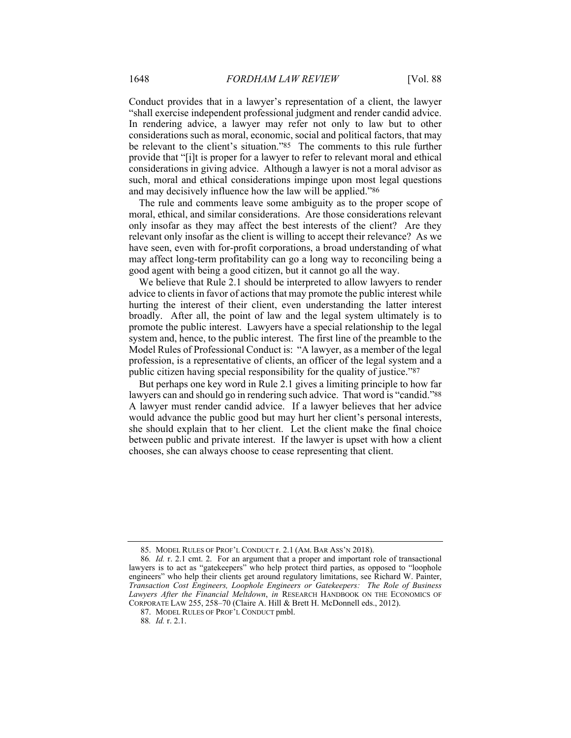Conduct provides that in a lawyer's representation of a client, the lawyer "shall exercise independent professional judgment and render candid advice. In rendering advice, a lawyer may refer not only to law but to other considerations such as moral, economic, social and political factors, that may be relevant to the client's situation."[85] The comments to this rule further provide that "[i]t is proper for a lawyer to refer to relevant moral and ethical considerations in giving advice. Although a lawyer is not a moral advisor as such, moral and ethical considerations impinge upon most legal questions and may decisively influence how the law will be applied."[86]

The rule and comments leave some ambiguity as to the proper scope of moral, ethical, and similar considerations. Are those considerations relevant only insofar as they may affect the best interests of the client? Are they relevant only insofar as the client is willing to accept their relevance? As we have seen, even with for-profit corporations, a broad understanding of what may affect long-term profitability can go a long way to reconciling being a good agent with being a good citizen, but it cannot go all the way.

We believe that Rule 2.1 should be interpreted to allow lawyers to render advice to clients in favor of actions that may promote the public interest while hurting the interest of their client, even understanding the latter interest broadly. After all, the point of law and the legal system ultimately is to promote the public interest. Lawyers have a special relationship to the legal system and, hence, to the public interest. The first line of the preamble to the Model Rules of Professional Conduct is: "A lawyer, as a member of the legal profession, is a representative of clients, an officer of the legal system and a public citizen having special responsibility for the quality of justice."[87]

But perhaps one key word in Rule 2.1 gives a limiting principle to how far lawyers can and should go in rendering such advice. That word is "candid."[88] A lawyer must render candid advice. If a lawyer believes that her advice would advance the public good but may hurt her client's personal interests, she should explain that to her client. Let the client make the final choice between public and private interest. If the lawyer is upset with how a client chooses, she can always choose to cease representing that client.

---

85. MODEL RULES OF PROF'L CONDUCT r. 2.1 (AM. BAR ASS'N 2018).

86. *Id.* r. 2.1 cmt. 2. For an argument that a proper and important role of transactional lawyers is to act as "gatekeepers" who help protect third parties, as opposed to "loophole engineers" who help their clients get around regulatory limitations, see Richard W. Painter, *Transaction Cost Engineers, Loophole Engineers or Gatekeepers: The Role of Business Lawyers After the Financial Meltdown*, *in* RESEARCH HANDBOOK ON THE ECONOMICS OF CORPORATE LAW 255, 258–70 (Claire A. Hill & Brett H. McDonnell eds., 2012).

87. MODEL RULES OF PROF'L CONDUCT pmbl.

88. *Id.* r. 2.1.